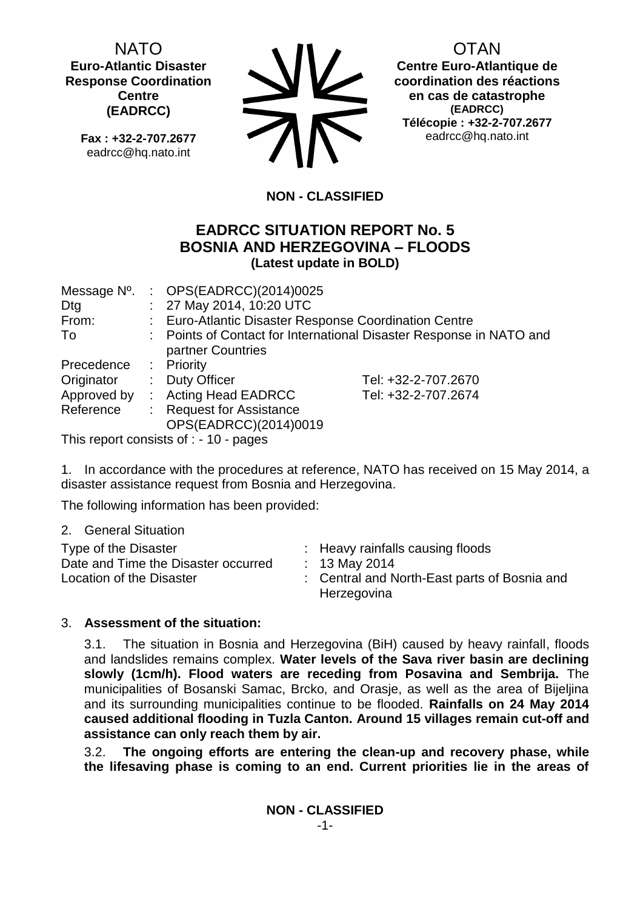NATO
**Euro-Atlantic Disaster Response Coordination Centre (EADRCC)**

**Fax : +32-2-707.2677**
eadrcc@hq.nato.int

OTAN
**Centre Euro-Atlantique de coordination des réactions en cas de catastrophe (EADRCC)**
**Télécopie : +32-2-707.2677**
eadrcc@hq.nato.int

**NON - CLASSIFIED**

## EADRCC SITUATION REPORT No. 5
## BOSNIA AND HERZEGOVINA – FLOODS
**(Latest update in BOLD)**

| | | | |
|---|---|---|---|
| Message Nº. | : | OPS(EADRCC)(2014)0025 | |
| Dtg | : | 27 May 2014, 10:20 UTC | |
| From: | : | Euro-Atlantic Disaster Response Coordination Centre | |
| To | : | Points of Contact for International Disaster Response in NATO and partner Countries | |
| Precedence | : | Priority | |
| Originator | : | Duty Officer | Tel: +32-2-707.2670 |
| Approved by | : | Acting Head EADRCC | Tel: +32-2-707.2674 |
| Reference | : | Request for Assistance OPS(EADRCC)(2014)0019 | |

This report consists of : - 10 - pages

1. In accordance with the procedures at reference, NATO has received on 15 May 2014, a disaster assistance request from Bosnia and Herzegovina.

The following information has been provided:

2. General Situation

| | | |
|---|---|---|
| Type of the Disaster | : | Heavy rainfalls causing floods |
| Date and Time the Disaster occurred | : | 13 May 2014 |
| Location of the Disaster | : | Central and North-East parts of Bosnia and Herzegovina |

3. **Assessment of the situation:**

3.1. The situation in Bosnia and Herzegovina (BiH) caused by heavy rainfall, floods and landslides remains complex. **Water levels of the Sava river basin are declining slowly (1cm/h). Flood waters are receding from Posavina and Sembrija.** The municipalities of Bosanski Samac, Brcko, and Orasje, as well as the area of Bijeljina and its surrounding municipalities continue to be flooded. **Rainfalls on 24 May 2014 caused additional flooding in Tuzla Canton. Around 15 villages remain cut-off and assistance can only reach them by air.**

3.2. **The ongoing efforts are entering the clean-up and recovery phase, while the lifesaving phase is coming to an end. Current priorities lie in the areas of**

**NON - CLASSIFIED**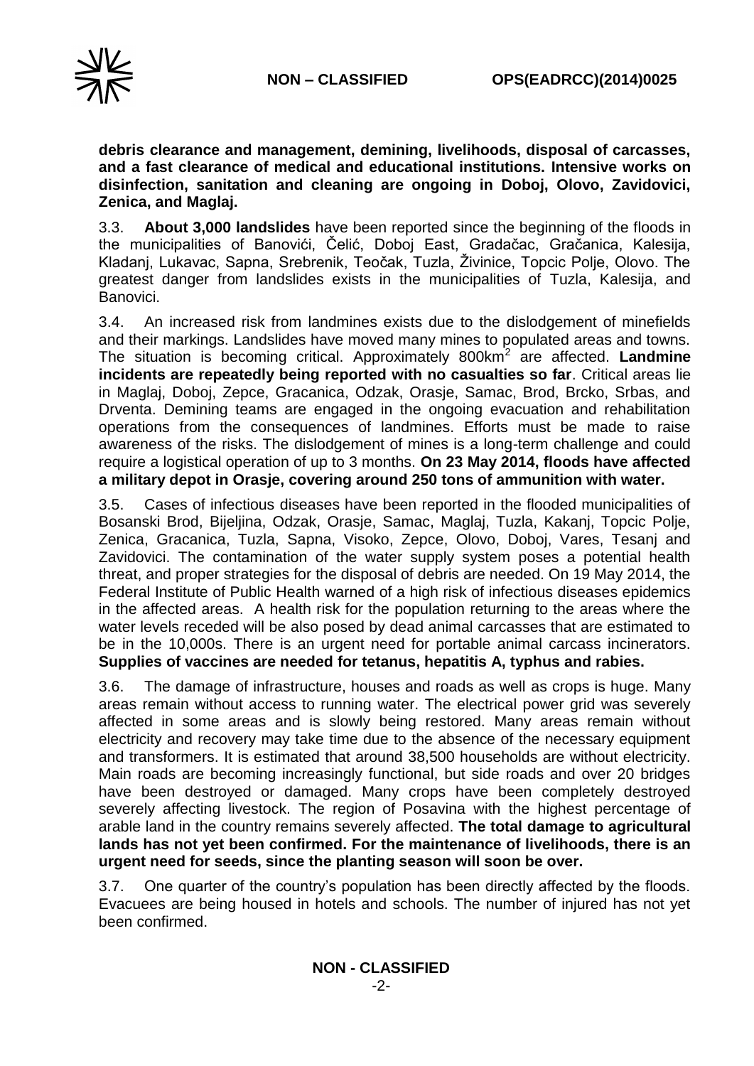**debris clearance and management, demining, livelihoods, disposal of carcasses, and a fast clearance of medical and educational institutions. Intensive works on disinfection, sanitation and cleaning are ongoing in Doboj, Olovo, Zavidovici, Zenica, and Maglaj.**

3.3. **About 3,000 landslides** have been reported since the beginning of the floods in the municipalities of Banovići, Čelić, Doboj East, Gradačac, Gračanica, Kalesija, Kladanj, Lukavac, Sapna, Srebrenik, Teočak, Tuzla, Živinice, Topcic Polje, Olovo. The greatest danger from landslides exists in the municipalities of Tuzla, Kalesija, and Banovici.

3.4. An increased risk from landmines exists due to the dislodgement of minefields and their markings. Landslides have moved many mines to populated areas and towns. The situation is becoming critical. Approximately 800km$^2$ are affected. **Landmine incidents are repeatedly being reported with no casualties so far**. Critical areas lie in Maglaj, Doboj, Zepce, Gracanica, Odzak, Orasje, Samac, Brod, Brcko, Srbas, and Drventa. Demining teams are engaged in the ongoing evacuation and rehabilitation operations from the consequences of landmines. Efforts must be made to raise awareness of the risks. The dislodgement of mines is a long-term challenge and could require a logistical operation of up to 3 months. **On 23 May 2014, floods have affected a military depot in Orasje, covering around 250 tons of ammunition with water.**

3.5. Cases of infectious diseases have been reported in the flooded municipalities of Bosanski Brod, Bijeljina, Odzak, Orasje, Samac, Maglaj, Tuzla, Kakanj, Topcic Polje, Zenica, Gracanica, Tuzla, Sapna, Visoko, Zepce, Olovo, Doboj, Vares, Tesanj and Zavidovici. The contamination of the water supply system poses a potential health threat, and proper strategies for the disposal of debris are needed. On 19 May 2014, the Federal Institute of Public Health warned of a high risk of infectious diseases epidemics in the affected areas. A health risk for the population returning to the areas where the water levels receded will be also posed by dead animal carcasses that are estimated to be in the 10,000s. There is an urgent need for portable animal carcass incinerators. **Supplies of vaccines are needed for tetanus, hepatitis A, typhus and rabies.**

3.6. The damage of infrastructure, houses and roads as well as crops is huge. Many areas remain without access to running water. The electrical power grid was severely affected in some areas and is slowly being restored. Many areas remain without electricity and recovery may take time due to the absence of the necessary equipment and transformers. It is estimated that around 38,500 households are without electricity. Main roads are becoming increasingly functional, but side roads and over 20 bridges have been destroyed or damaged. Many crops have been completely destroyed severely affecting livestock. The region of Posavina with the highest percentage of arable land in the country remains severely affected. **The total damage to agricultural lands has not yet been confirmed. For the maintenance of livelihoods, there is an urgent need for seeds, since the planting season will soon be over.**

3.7. One quarter of the country's population has been directly affected by the floods. Evacuees are being housed in hotels and schools. The number of injured has not yet been confirmed.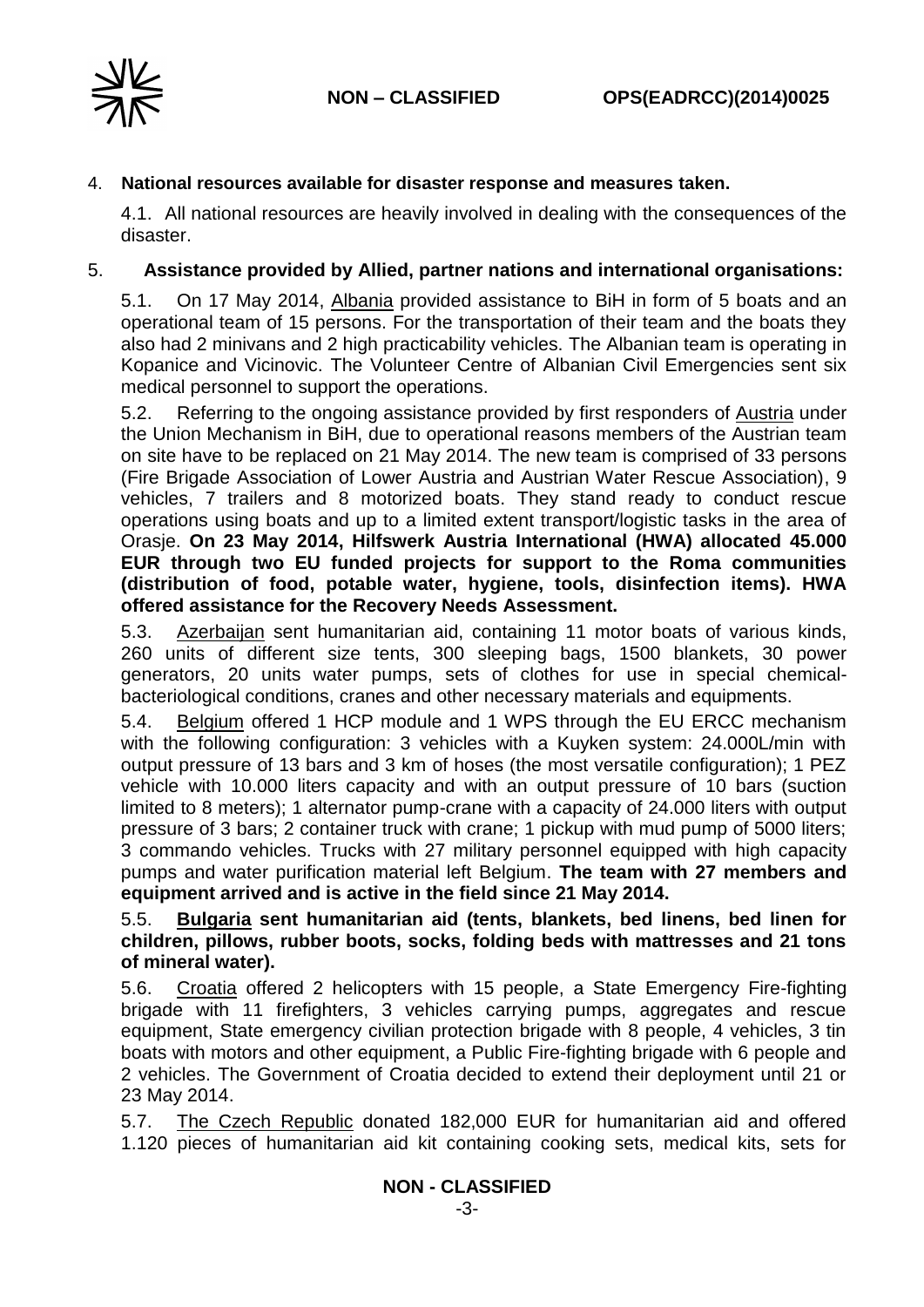4. **National resources available for disaster response and measures taken.**

4.1. All national resources are heavily involved in dealing with the consequences of the disaster.

5. **Assistance provided by Allied, partner nations and international organisations:**

5.1. On 17 May 2014, Albania provided assistance to BiH in form of 5 boats and an operational team of 15 persons. For the transportation of their team and the boats they also had 2 minivans and 2 high practicability vehicles. The Albanian team is operating in Kopanice and Vicinovic. The Volunteer Centre of Albanian Civil Emergencies sent six medical personnel to support the operations.

5.2. Referring to the ongoing assistance provided by first responders of Austria under the Union Mechanism in BiH, due to operational reasons members of the Austrian team on site have to be replaced on 21 May 2014. The new team is comprised of 33 persons (Fire Brigade Association of Lower Austria and Austrian Water Rescue Association), 9 vehicles, 7 trailers and 8 motorized boats. They stand ready to conduct rescue operations using boats and up to a limited extent transport/logistic tasks in the area of Orasje. **On 23 May 2014, Hilfswerk Austria International (HWA) allocated 45.000 EUR through two EU funded projects for support to the Roma communities (distribution of food, potable water, hygiene, tools, disinfection items). HWA offered assistance for the Recovery Needs Assessment.**

5.3. Azerbaijan sent humanitarian aid, containing 11 motor boats of various kinds, 260 units of different size tents, 300 sleeping bags, 1500 blankets, 30 power generators, 20 units water pumps, sets of clothes for use in special chemical-bacteriological conditions, cranes and other necessary materials and equipments.

5.4. Belgium offered 1 HCP module and 1 WPS through the EU ERCC mechanism with the following configuration: 3 vehicles with a Kuyken system: 24.000L/min with output pressure of 13 bars and 3 km of hoses (the most versatile configuration); 1 PEZ vehicle with 10.000 liters capacity and with an output pressure of 10 bars (suction limited to 8 meters); 1 alternator pump-crane with a capacity of 24.000 liters with output pressure of 3 bars; 2 container truck with crane; 1 pickup with mud pump of 5000 liters; 3 commando vehicles. Trucks with 27 military personnel equipped with high capacity pumps and water purification material left Belgium. **The team with 27 members and equipment arrived and is active in the field since 21 May 2014.**

5.5. **Bulgaria sent humanitarian aid (tents, blankets, bed linens, bed linen for children, pillows, rubber boots, socks, folding beds with mattresses and 21 tons of mineral water).**

5.6. Croatia offered 2 helicopters with 15 people, a State Emergency Fire-fighting brigade with 11 firefighters, 3 vehicles carrying pumps, aggregates and rescue equipment, State emergency civilian protection brigade with 8 people, 4 vehicles, 3 tin boats with motors and other equipment, a Public Fire-fighting brigade with 6 people and 2 vehicles. The Government of Croatia decided to extend their deployment until 21 or 23 May 2014.

5.7. The Czech Republic donated 182,000 EUR for humanitarian aid and offered 1.120 pieces of humanitarian aid kit containing cooking sets, medical kits, sets for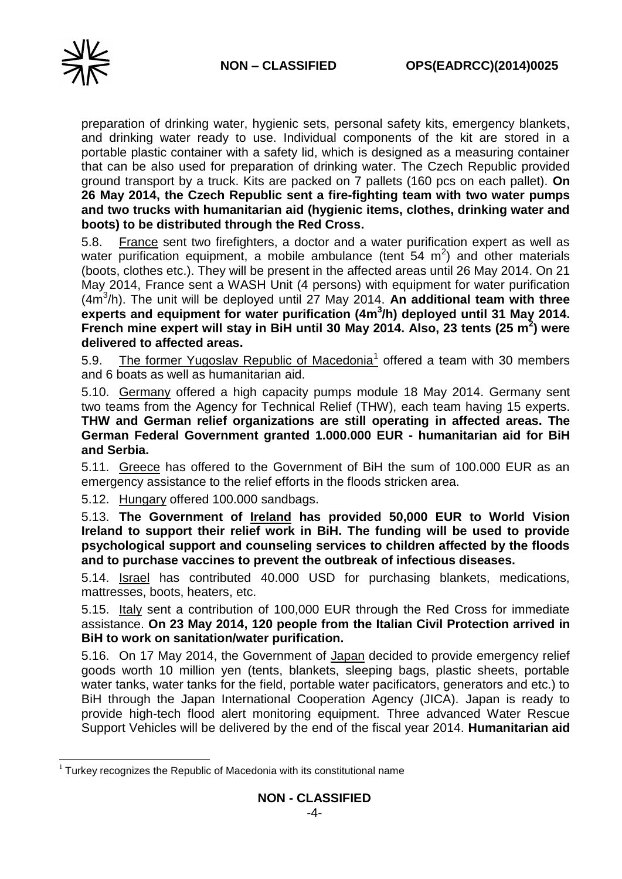preparation of drinking water, hygienic sets, personal safety kits, emergency blankets, and drinking water ready to use. Individual components of the kit are stored in a portable plastic container with a safety lid, which is designed as a measuring container that can be also used for preparation of drinking water. The Czech Republic provided ground transport by a truck. Kits are packed on 7 pallets (160 pcs on each pallet). **On 26 May 2014, the Czech Republic sent a fire-fighting team with two water pumps and two trucks with humanitarian aid (hygienic items, clothes, drinking water and boots) to be distributed through the Red Cross.**

5.8. France sent two firefighters, a doctor and a water purification expert as well as water purification equipment, a mobile ambulance (tent 54 $m^2$) and other materials (boots, clothes etc.). They will be present in the affected areas until 26 May 2014. On 21 May 2014, France sent a WASH Unit (4 persons) with equipment for water purification ($4m^3$/h). The unit will be deployed until 27 May 2014. **An additional team with three experts and equipment for water purification ($4m^3$/h) deployed until 31 May 2014. French mine expert will stay in BiH until 30 May 2014. Also, 23 tents (25 $m^2$) were delivered to affected areas.**

5.9. The former Yugoslav Republic of Macedonia[1] offered a team with 30 members and 6 boats as well as humanitarian aid.

5.10. Germany offered a high capacity pumps module 18 May 2014. Germany sent two teams from the Agency for Technical Relief (THW), each team having 15 experts. **THW and German relief organizations are still operating in affected areas. The German Federal Government granted 1.000.000 EUR - humanitarian aid for BiH and Serbia.**

5.11. Greece has offered to the Government of BiH the sum of 100.000 EUR as an emergency assistance to the relief efforts in the floods stricken area.

5.12. Hungary offered 100.000 sandbags.

5.13. **The Government of Ireland has provided 50,000 EUR to World Vision Ireland to support their relief work in BiH. The funding will be used to provide psychological support and counseling services to children affected by the floods and to purchase vaccines to prevent the outbreak of infectious diseases.**

5.14. Israel has contributed 40.000 USD for purchasing blankets, medications, mattresses, boots, heaters, etc.

5.15. Italy sent a contribution of 100,000 EUR through the Red Cross for immediate assistance. **On 23 May 2014, 120 people from the Italian Civil Protection arrived in BiH to work on sanitation/water purification.**

5.16. On 17 May 2014, the Government of Japan decided to provide emergency relief goods worth 10 million yen (tents, blankets, sleeping bags, plastic sheets, portable water tanks, water tanks for the field, portable water pacificators, generators and etc.) to BiH through the Japan International Cooperation Agency (JICA). Japan is ready to provide high-tech flood alert monitoring equipment. Three advanced Water Rescue Support Vehicles will be delivered by the end of the fiscal year 2014. **Humanitarian aid**

[1] Turkey recognizes the Republic of Macedonia with its constitutional name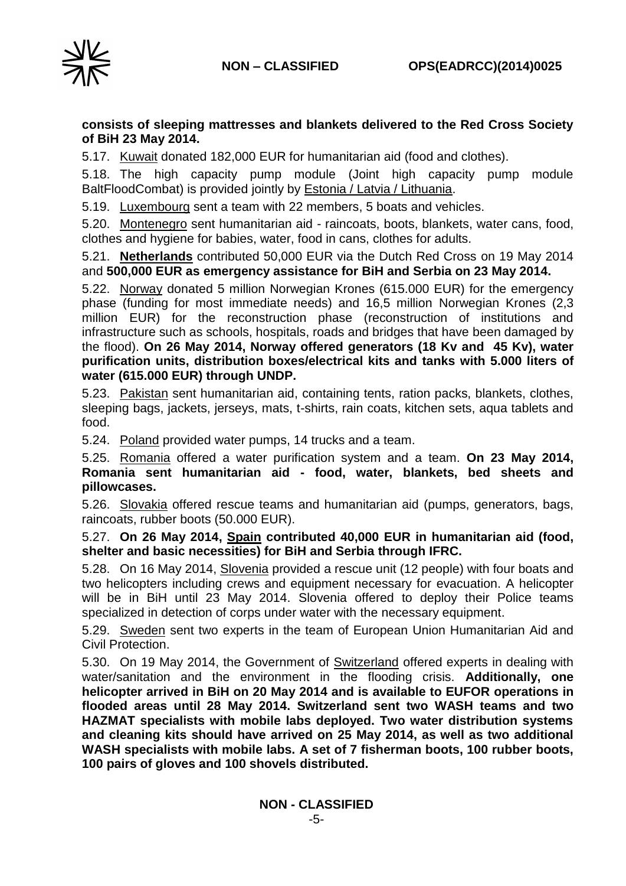**consists of sleeping mattresses and blankets delivered to the Red Cross Society of BiH 23 May 2014.**

5.17. Kuwait donated 182,000 EUR for humanitarian aid (food and clothes).

5.18. The high capacity pump module (Joint high capacity pump module BaltFloodCombat) is provided jointly by Estonia / Latvia / Lithuania.

5.19. Luxembourg sent a team with 22 members, 5 boats and vehicles.

5.20. Montenegro sent humanitarian aid - raincoats, boots, blankets, water cans, food, clothes and hygiene for babies, water, food in cans, clothes for adults.

5.21. **Netherlands** contributed 50,000 EUR via the Dutch Red Cross on 19 May 2014 and **500,000 EUR as emergency assistance for BiH and Serbia on 23 May 2014.**

5.22. Norway donated 5 million Norwegian Krones (615.000 EUR) for the emergency phase (funding for most immediate needs) and 16,5 million Norwegian Krones (2,3 million EUR) for the reconstruction phase (reconstruction of institutions and infrastructure such as schools, hospitals, roads and bridges that have been damaged by the flood). **On 26 May 2014, Norway offered generators (18 Kv and 45 Kv), water purification units, distribution boxes/electrical kits and tanks with 5.000 liters of water (615.000 EUR) through UNDP.**

5.23. Pakistan sent humanitarian aid, containing tents, ration packs, blankets, clothes, sleeping bags, jackets, jerseys, mats, t-shirts, rain coats, kitchen sets, aqua tablets and food.

5.24. Poland provided water pumps, 14 trucks and a team.

5.25. Romania offered a water purification system and a team. **On 23 May 2014, Romania sent humanitarian aid - food, water, blankets, bed sheets and pillowcases.**

5.26. Slovakia offered rescue teams and humanitarian aid (pumps, generators, bags, raincoats, rubber boots (50.000 EUR).

5.27. **On 26 May 2014, Spain contributed 40,000 EUR in humanitarian aid (food, shelter and basic necessities) for BiH and Serbia through IFRC.**

5.28. On 16 May 2014, Slovenia provided a rescue unit (12 people) with four boats and two helicopters including crews and equipment necessary for evacuation. A helicopter will be in BiH until 23 May 2014. Slovenia offered to deploy their Police teams specialized in detection of corps under water with the necessary equipment.

5.29. Sweden sent two experts in the team of European Union Humanitarian Aid and Civil Protection.

5.30. On 19 May 2014, the Government of Switzerland offered experts in dealing with water/sanitation and the environment in the flooding crisis. **Additionally, one helicopter arrived in BiH on 20 May 2014 and is available to EUFOR operations in flooded areas until 28 May 2014. Switzerland sent two WASH teams and two HAZMAT specialists with mobile labs deployed. Two water distribution systems and cleaning kits should have arrived on 25 May 2014, as well as two additional WASH specialists with mobile labs. A set of 7 fisherman boots, 100 rubber boots, 100 pairs of gloves and 100 shovels distributed.**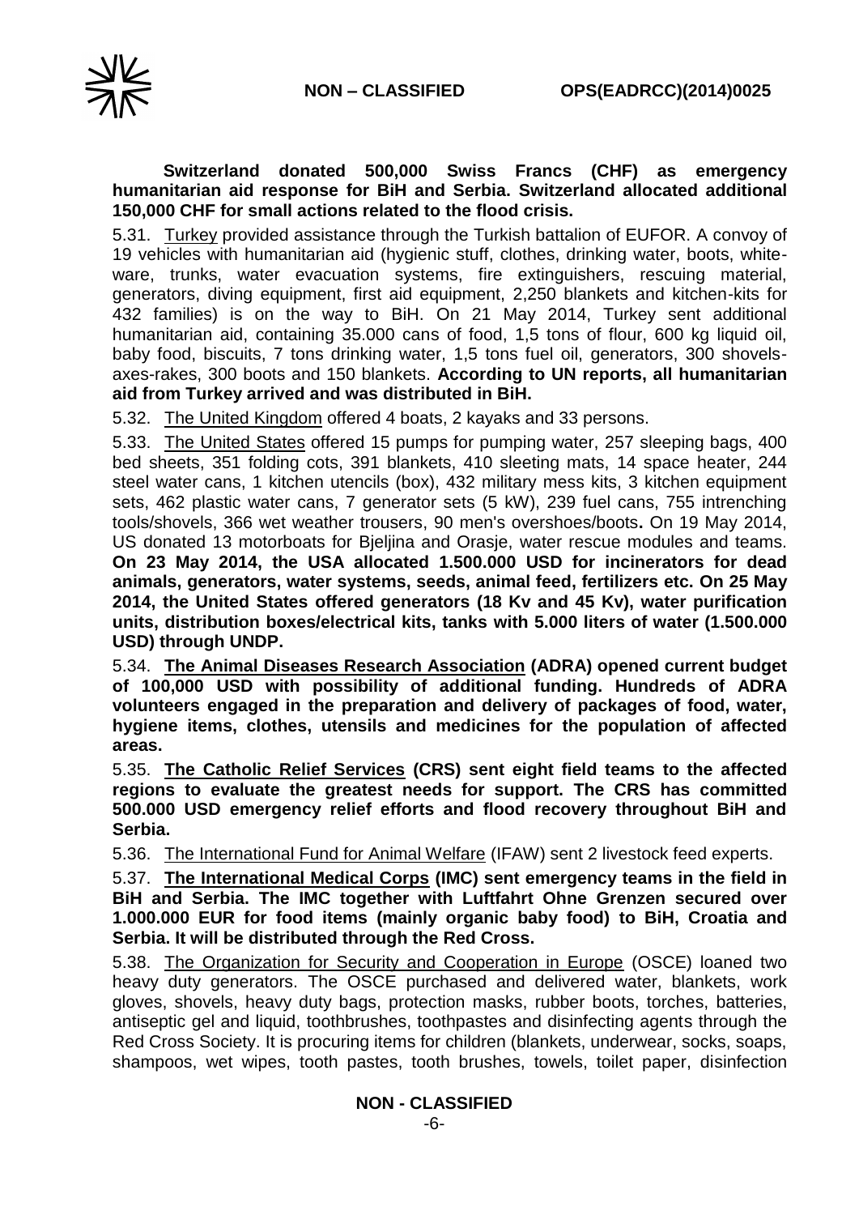**Switzerland donated 500,000 Swiss Francs (CHF) as emergency humanitarian aid response for BiH and Serbia. Switzerland allocated additional 150,000 CHF for small actions related to the flood crisis.**

5.31. Turkey provided assistance through the Turkish battalion of EUFOR. A convoy of 19 vehicles with humanitarian aid (hygienic stuff, clothes, drinking water, boots, white-ware, trunks, water evacuation systems, fire extinguishers, rescuing material, generators, diving equipment, first aid equipment, 2,250 blankets and kitchen-kits for 432 families) is on the way to BiH. On 21 May 2014, Turkey sent additional humanitarian aid, containing 35.000 cans of food, 1,5 tons of flour, 600 kg liquid oil, baby food, biscuits, 7 tons drinking water, 1,5 tons fuel oil, generators, 300 shovels-axes-rakes, 300 boots and 150 blankets. **According to UN reports, all humanitarian aid from Turkey arrived and was distributed in BiH.**

5.32. The United Kingdom offered 4 boats, 2 kayaks and 33 persons.

5.33. The United States offered 15 pumps for pumping water, 257 sleeping bags, 400 bed sheets, 351 folding cots, 391 blankets, 410 sleeting mats, 14 space heater, 244 steel water cans, 1 kitchen utencils (box), 432 military mess kits, 3 kitchen equipment sets, 462 plastic water cans, 7 generator sets (5 kW), 239 fuel cans, 755 intrenching tools/shovels, 366 wet weather trousers, 90 men's overshoes/boots**.** On 19 May 2014, US donated 13 motorboats for Bjeljina and Orasje, water rescue modules and teams. **On 23 May 2014, the USA allocated 1.500.000 USD for incinerators for dead animals, generators, water systems, seeds, animal feed, fertilizers etc. On 25 May 2014, the United States offered generators (18 Kv and 45 Kv), water purification units, distribution boxes/electrical kits, tanks with 5.000 liters of water (1.500.000 USD) through UNDP.**

5.34. **The Animal Diseases Research Association (ADRA) opened current budget of 100,000 USD with possibility of additional funding. Hundreds of ADRA volunteers engaged in the preparation and delivery of packages of food, water, hygiene items, clothes, utensils and medicines for the population of affected areas.**

5.35. **The Catholic Relief Services (CRS) sent eight field teams to the affected regions to evaluate the greatest needs for support. The CRS has committed 500.000 USD emergency relief efforts and flood recovery throughout BiH and Serbia.**

5.36. The International Fund for Animal Welfare (IFAW) sent 2 livestock feed experts.

5.37. **The International Medical Corps (IMC) sent emergency teams in the field in BiH and Serbia. The IMC together with Luftfahrt Ohne Grenzen secured over 1.000.000 EUR for food items (mainly organic baby food) to BiH, Croatia and Serbia. It will be distributed through the Red Cross.**

5.38. The Organization for Security and Cooperation in Europe (OSCE) loaned two heavy duty generators. The OSCE purchased and delivered water, blankets, work gloves, shovels, heavy duty bags, protection masks, rubber boots, torches, batteries, antiseptic gel and liquid, toothbrushes, toothpastes and disinfecting agents through the Red Cross Society. It is procuring items for children (blankets, underwear, socks, soaps, shampoos, wet wipes, tooth pastes, tooth brushes, towels, toilet paper, disinfection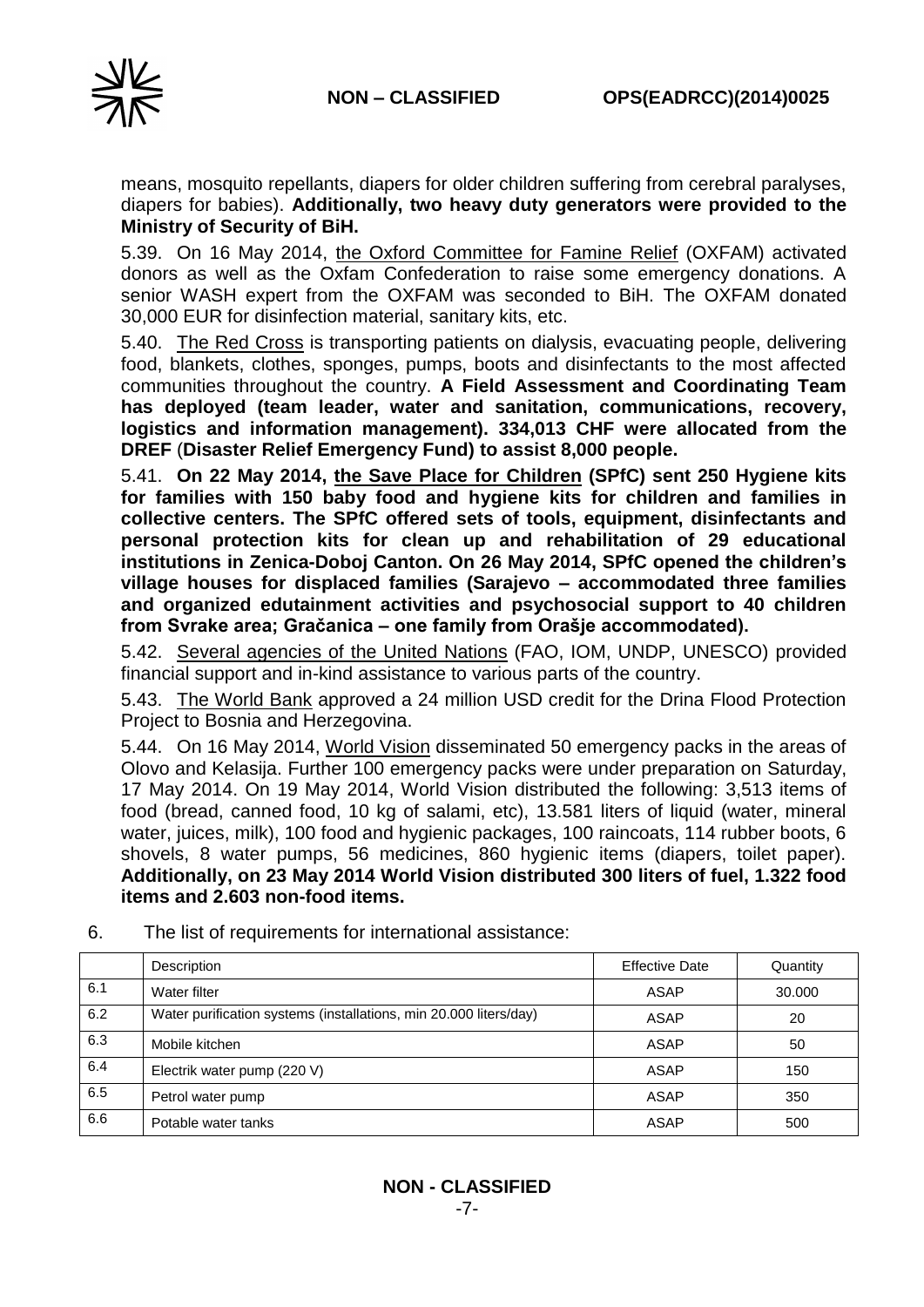means, mosquito repellants, diapers for older children suffering from cerebral paralyses, diapers for babies). **Additionally, two heavy duty generators were provided to the Ministry of Security of BiH.**

5.39. On 16 May 2014, the Oxford Committee for Famine Relief (OXFAM) activated donors as well as the Oxfam Confederation to raise some emergency donations. A senior WASH expert from the OXFAM was seconded to BiH. The OXFAM donated 30,000 EUR for disinfection material, sanitary kits, etc.

5.40. The Red Cross is transporting patients on dialysis, evacuating people, delivering food, blankets, clothes, sponges, pumps, boots and disinfectants to the most affected communities throughout the country. **A Field Assessment and Coordinating Team has deployed (team leader, water and sanitation, communications, recovery, logistics and information management). 334,013 CHF were allocated from the DREF (Disaster Relief Emergency Fund) to assist 8,000 people.**

5.41. **On 22 May 2014, the Save Place for Children (SPfC) sent 250 Hygiene kits for families with 150 baby food and hygiene kits for children and families in collective centers. The SPfC offered sets of tools, equipment, disinfectants and personal protection kits for clean up and rehabilitation of 29 educational institutions in Zenica-Doboj Canton. On 26 May 2014, SPfC opened the children's village houses for displaced families (Sarajevo – accommodated three families and organized edutainment activities and psychosocial support to 40 children from Svrake area; Gračanica – one family from Orašje accommodated).**

5.42. Several agencies of the United Nations (FAO, IOM, UNDP, UNESCO) provided financial support and in-kind assistance to various parts of the country.

5.43. The World Bank approved a 24 million USD credit for the Drina Flood Protection Project to Bosnia and Herzegovina.

5.44. On 16 May 2014, World Vision disseminated 50 emergency packs in the areas of Olovo and Kelasija. Further 100 emergency packs were under preparation on Saturday, 17 May 2014. On 19 May 2014, World Vision distributed the following: 3,513 items of food (bread, canned food, 10 kg of salami, etc), 13.581 liters of liquid (water, mineral water, juices, milk), 100 food and hygienic packages, 100 raincoats, 114 rubber boots, 6 shovels, 8 water pumps, 56 medicines, 860 hygienic items (diapers, toilet paper). **Additionally, on 23 May 2014 World Vision distributed 300 liters of fuel, 1.322 food items and 2.603 non-food items.**

6. The list of requirements for international assistance:

| | Description | Effective Date | Quantity |
|---|---|---|---|
| 6.1 | Water filter | ASAP | 30.000 |
| 6.2 | Water purification systems (installations, min 20.000 liters/day) | ASAP | 20 |
| 6.3 | Mobile kitchen | ASAP | 50 |
| 6.4 | Electrik water pump (220 V) | ASAP | 150 |
| 6.5 | Petrol water pump | ASAP | 350 |
| 6.6 | Potable water tanks | ASAP | 500 |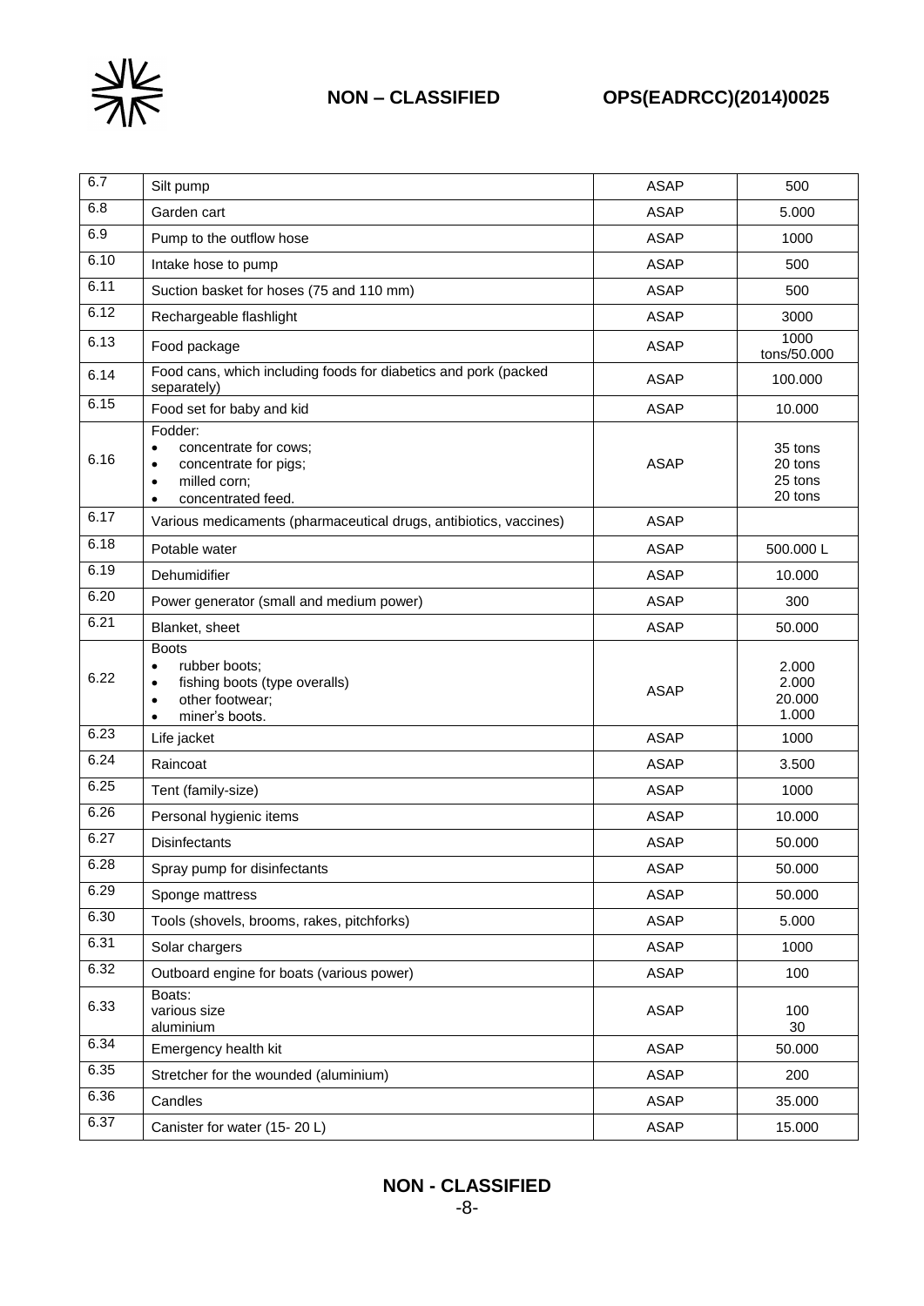| | | | |
|---|---|---|---|
| 6.7 | Silt pump | ASAP | 500 |
| 6.8 | Garden cart | ASAP | 5.000 |
| 6.9 | Pump to the outflow hose | ASAP | 1000 |
| 6.10 | Intake hose to pump | ASAP | 500 |
| 6.11 | Suction basket for hoses (75 and 110 mm) | ASAP | 500 |
| 6.12 | Rechargeable flashlight | ASAP | 3000 |
| 6.13 | Food package | ASAP | 1000 tons/50.000 |
| 6.14 | Food cans, which including foods for diabetics and pork (packed separately) | ASAP | 100.000 |
| 6.15 | Food set for baby and kid | ASAP | 10.000 |
| 6.16 | Fodder:<br>• concentrate for cows;<br>• concentrate for pigs;<br>• milled corn;<br>• concentrated feed. | ASAP | 35 tons<br>20 tons<br>25 tons<br>20 tons |
| 6.17 | Various medicaments (pharmaceutical drugs, antibiotics, vaccines) | ASAP | |
| 6.18 | Potable water | ASAP | 500.000 L |
| 6.19 | Dehumidifier | ASAP | 10.000 |
| 6.20 | Power generator (small and medium power) | ASAP | 300 |
| 6.21 | Blanket, sheet | ASAP | 50.000 |
| 6.22 | Boots<br>• rubber boots;<br>• fishing boots (type overalls)<br>• other footwear;<br>• miner's boots. | ASAP | 2.000<br>2.000<br>20.000<br>1.000 |
| 6.23 | Life jacket | ASAP | 1000 |
| 6.24 | Raincoat | ASAP | 3.500 |
| 6.25 | Tent (family-size) | ASAP | 1000 |
| 6.26 | Personal hygienic items | ASAP | 10.000 |
| 6.27 | Disinfectants | ASAP | 50.000 |
| 6.28 | Spray pump for disinfectants | ASAP | 50.000 |
| 6.29 | Sponge mattress | ASAP | 50.000 |
| 6.30 | Tools (shovels, brooms, rakes, pitchforks) | ASAP | 5.000 |
| 6.31 | Solar chargers | ASAP | 1000 |
| 6.32 | Outboard engine for boats (various power) | ASAP | 100 |
| 6.33 | Boats:<br>various size<br>aluminium | ASAP | 100<br>30 |
| 6.34 | Emergency health kit | ASAP | 50.000 |
| 6.35 | Stretcher for the wounded (aluminium) | ASAP | 200 |
| 6.36 | Candles | ASAP | 35.000 |
| 6.37 | Canister for water (15- 20 L) | ASAP | 15.000 |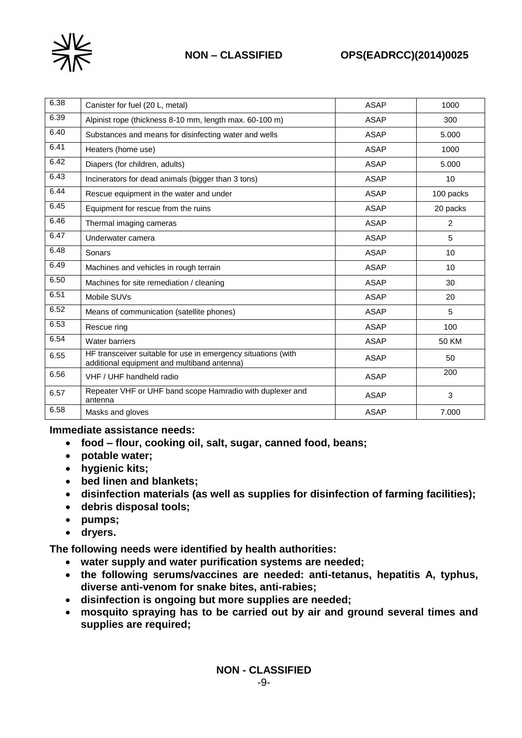| | | | |
|---|---|---|---|
| 6.38 | Canister for fuel (20 L, metal) | ASAP | 1000 |
| 6.39 | Alpinist rope (thickness 8-10 mm, length max. 60-100 m) | ASAP | 300 |
| 6.40 | Substances and means for disinfecting water and wells | ASAP | 5.000 |
| 6.41 | Heaters (home use) | ASAP | 1000 |
| 6.42 | Diapers (for children, adults) | ASAP | 5.000 |
| 6.43 | Incinerators for dead animals (bigger than 3 tons) | ASAP | 10 |
| 6.44 | Rescue equipment in the water and under | ASAP | 100 packs |
| 6.45 | Equipment for rescue from the ruins | ASAP | 20 packs |
| 6.46 | Thermal imaging cameras | ASAP | 2 |
| 6.47 | Underwater camera | ASAP | 5 |
| 6.48 | Sonars | ASAP | 10 |
| 6.49 | Machines and vehicles in rough terrain | ASAP | 10 |
| 6.50 | Machines for site remediation / cleaning | ASAP | 30 |
| 6.51 | Mobile SUVs | ASAP | 20 |
| 6.52 | Means of communication (satellite phones) | ASAP | 5 |
| 6.53 | Rescue ring | ASAP | 100 |
| 6.54 | Water barriers | ASAP | 50 KM |
| 6.55 | HF transceiver suitable for use in emergency situations (with additional equipment and multiband antenna) | ASAP | 50 |
| 6.56 | VHF / UHF handheld radio | ASAP | 200 |
| 6.57 | Repeater VHF or UHF band scope Hamradio with duplexer and antenna | ASAP | 3 |
| 6.58 | Masks and gloves | ASAP | 7.000 |

**Immediate assistance needs:**

- **food – flour, cooking oil, salt, sugar, canned food, beans;**
- **potable water;**
- **hygienic kits;**
- **bed linen and blankets;**
- **disinfection materials (as well as supplies for disinfection of farming facilities);**
- **debris disposal tools;**
- **pumps;**
- **dryers.**

**The following needs were identified by health authorities:**

- **water supply and water purification systems are needed;**
- **the following serums/vaccines are needed: anti-tetanus, hepatitis A, typhus, diverse anti-venom for snake bites, anti-rabies;**
- **disinfection is ongoing but more supplies are needed;**
- **mosquito spraying has to be carried out by air and ground several times and supplies are required;**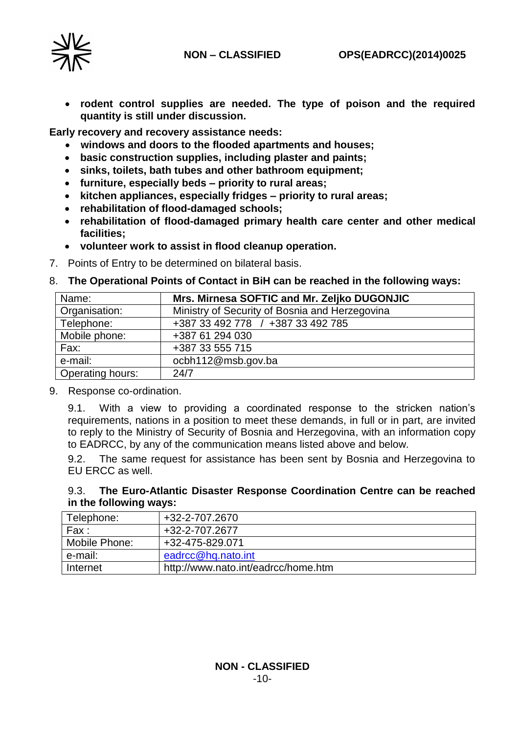- **rodent control supplies are needed. The type of poison and the required quantity is still under discussion.**

**Early recovery and recovery assistance needs:**

- **windows and doors to the flooded apartments and houses;**
- **basic construction supplies, including plaster and paints;**
- **sinks, toilets, bath tubes and other bathroom equipment;**
- **furniture, especially beds – priority to rural areas;**
- **kitchen appliances, especially fridges – priority to rural areas;**
- **rehabilitation of flood-damaged schools;**
- **rehabilitation of flood-damaged primary health care center and other medical facilities;**
- **volunteer work to assist in flood cleanup operation.**

7. Points of Entry to be determined on bilateral basis.

8. **The Operational Points of Contact in BiH can be reached in the following ways:**

| | |
|---|---|
| Name: | **Mrs. Mirnesa SOFTIC and Mr. Zeljko DUGONJIC** |
| Organisation: | Ministry of Security of Bosnia and Herzegovina |
| Telephone: | +387 33 492 778 / +387 33 492 785 |
| Mobile phone: | +387 61 294 030 |
| Fax: | +387 33 555 715 |
| e-mail: | ocbh112@msb.gov.ba |
| Operating hours: | 24/7 |

9. Response co-ordination.

9.1. With a view to providing a coordinated response to the stricken nation's requirements, nations in a position to meet these demands, in full or in part, are invited to reply to the Ministry of Security of Bosnia and Herzegovina, with an information copy to EADRCC, by any of the communication means listed above and below.

9.2. The same request for assistance has been sent by Bosnia and Herzegovina to EU ERCC as well.

9.3. **The Euro-Atlantic Disaster Response Coordination Centre can be reached in the following ways:**

| | |
|---|---|
| Telephone: | +32-2-707.2670 |
| Fax : | +32-2-707.2677 |
| Mobile Phone: | +32-475-829.071 |
| e-mail: | eadrcc@hq.nato.int |
| Internet | http://www.nato.int/eadrcc/home.htm |